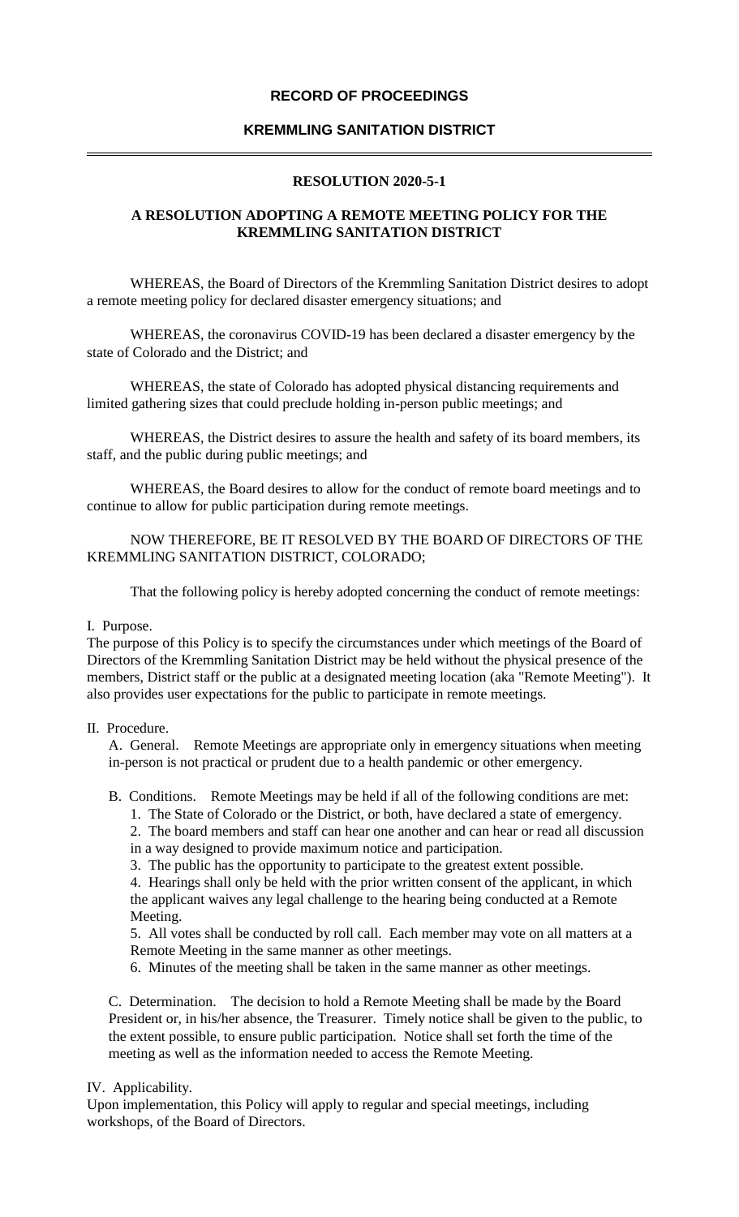**RECORD OF PROCEEDINGS**

**KREMMLING SANITATION DISTRICT**

---

**RESOLUTION 2020-5-1**

**A RESOLUTION ADOPTING A REMOTE MEETING POLICY FOR THE KREMMLING SANITATION DISTRICT**

WHEREAS, the Board of Directors of the Kremmling Sanitation District desires to adopt a remote meeting policy for declared disaster emergency situations; and

WHEREAS, the coronavirus COVID-19 has been declared a disaster emergency by the state of Colorado and the District; and

WHEREAS, the state of Colorado has adopted physical distancing requirements and limited gathering sizes that could preclude holding in-person public meetings; and

WHEREAS, the District desires to assure the health and safety of its board members, its staff, and the public during public meetings; and

WHEREAS, the Board desires to allow for the conduct of remote board meetings and to continue to allow for public participation during remote meetings.

NOW THEREFORE, BE IT RESOLVED BY THE BOARD OF DIRECTORS OF THE KREMMLING SANITATION DISTRICT, COLORADO;

That the following policy is hereby adopted concerning the conduct of remote meetings:

I. Purpose.

The purpose of this Policy is to specify the circumstances under which meetings of the Board of Directors of the Kremmling Sanitation District may be held without the physical presence of the members, District staff or the public at a designated meeting location (aka "Remote Meeting"). It also provides user expectations for the public to participate in remote meetings.

II. Procedure.

A. General. Remote Meetings are appropriate only in emergency situations when meeting in-person is not practical or prudent due to a health pandemic or other emergency.

B. Conditions. Remote Meetings may be held if all of the following conditions are met:

1. The State of Colorado or the District, or both, have declared a state of emergency.
2. The board members and staff can hear one another and can hear or read all discussion in a way designed to provide maximum notice and participation.
3. The public has the opportunity to participate to the greatest extent possible.
4. Hearings shall only be held with the prior written consent of the applicant, in which the applicant waives any legal challenge to the hearing being conducted at a Remote Meeting.
5. All votes shall be conducted by roll call. Each member may vote on all matters at a Remote Meeting in the same manner as other meetings.
6. Minutes of the meeting shall be taken in the same manner as other meetings.

C. Determination. The decision to hold a Remote Meeting shall be made by the Board President or, in his/her absence, the Treasurer. Timely notice shall be given to the public, to the extent possible, to ensure public participation. Notice shall set forth the time of the meeting as well as the information needed to access the Remote Meeting.

IV. Applicability.

Upon implementation, this Policy will apply to regular and special meetings, including workshops, of the Board of Directors.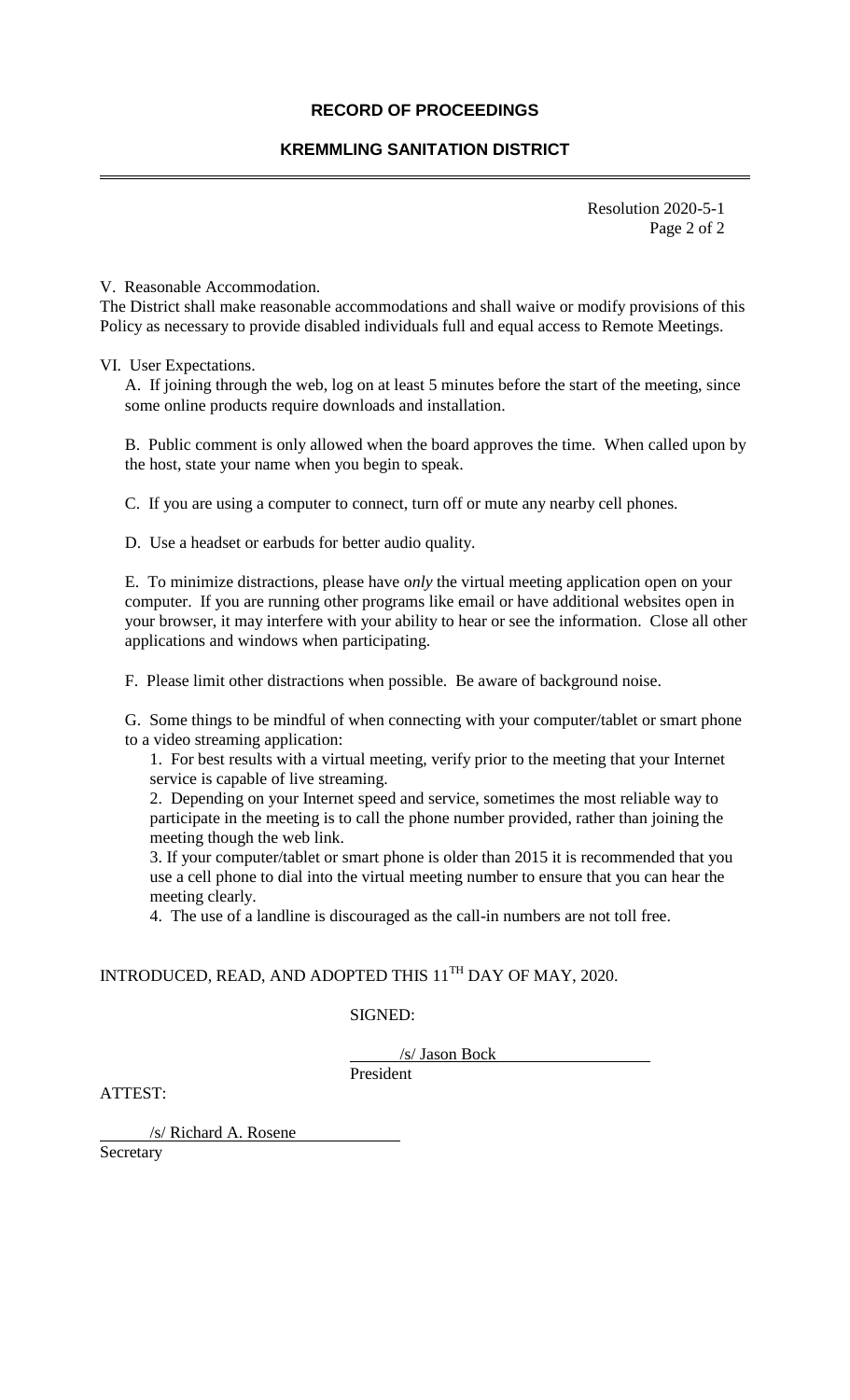# RECORD OF PROCEEDINGS

## KREMMLING SANITATION DISTRICT

Resolution 2020-5-1

V. Reasonable Accommodation.

The District shall make reasonable accommodations and shall waive or modify provisions of this Policy as necessary to provide disabled individuals full and equal access to Remote Meetings.

VI. User Expectations.

A. If joining through the web, log on at least 5 minutes before the start of the meeting, since some online products require downloads and installation.

B. Public comment is only allowed when the board approves the time. When called upon by the host, state your name when you begin to speak.

C. If you are using a computer to connect, turn off or mute any nearby cell phones.

D. Use a headset or earbuds for better audio quality.

E. To minimize distractions, please have o*nly* the virtual meeting application open on your computer. If you are running other programs like email or have additional websites open in your browser, it may interfere with your ability to hear or see the information. Close all other applications and windows when participating.

F. Please limit other distractions when possible. Be aware of background noise.

G. Some things to be mindful of when connecting with your computer/tablet or smart phone to a video streaming application:

1. For best results with a virtual meeting, verify prior to the meeting that your Internet service is capable of live streaming.
2. Depending on your Internet speed and service, sometimes the most reliable way to participate in the meeting is to call the phone number provided, rather than joining the meeting though the web link.
3. If your computer/tablet or smart phone is older than 2015 it is recommended that you use a cell phone to dial into the virtual meeting number to ensure that you can hear the meeting clearly.
4. The use of a landline is discouraged as the call-in numbers are not toll free.

INTRODUCED, READ, AND ADOPTED THIS 11TH DAY OF MAY, 2020.

SIGNED:

/s/ Jason Bock
President

ATTEST:

/s/ Richard A. Rosene
Secretary